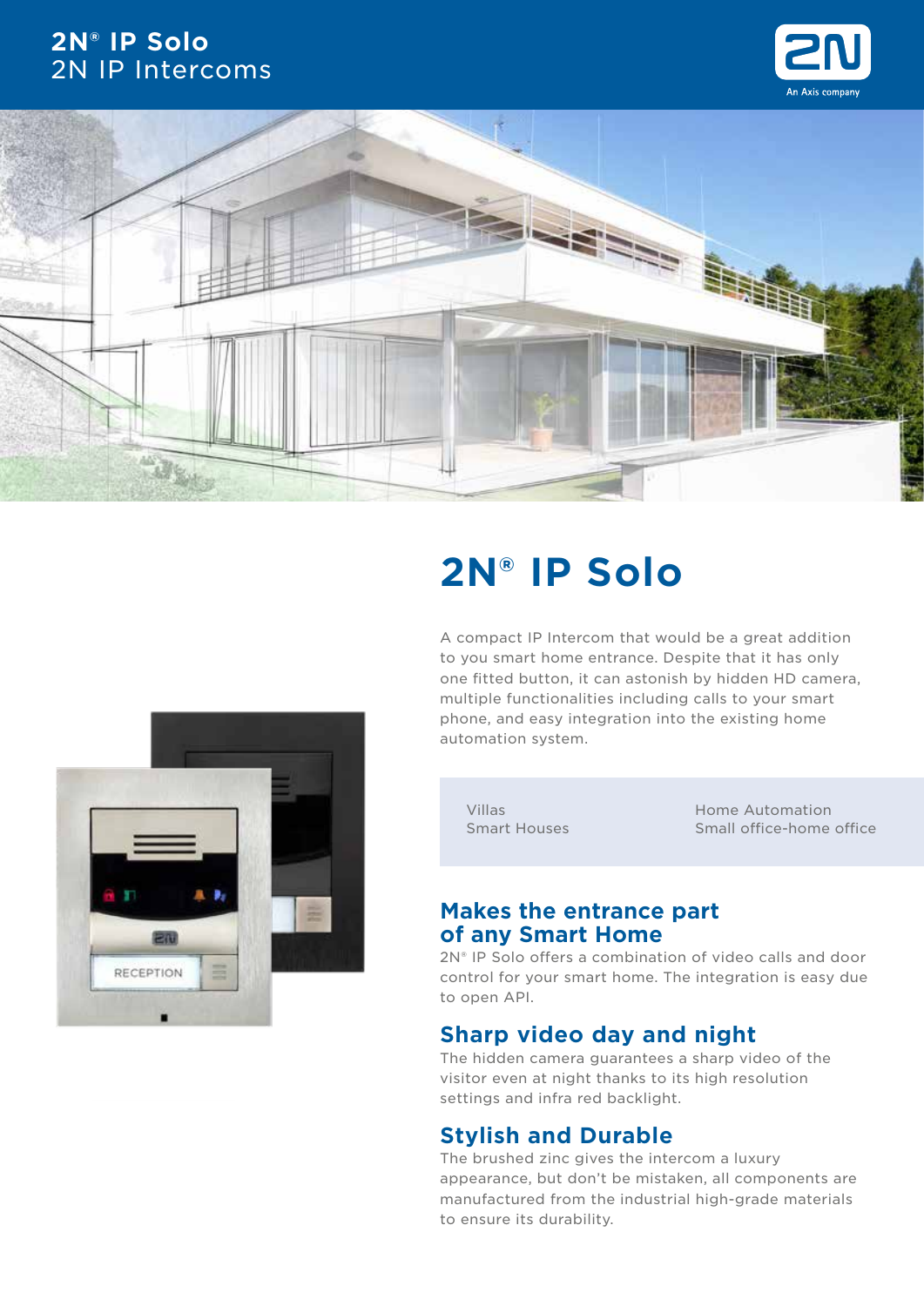**2N® IP Solo**
2N IP Intercoms

# 2N® IP Solo

A compact IP Intercom that would be a great addition to you smart home entrance. Despite that it has only one fitted button, it can astonish by hidden HD camera, multiple functionalities including calls to your smart phone, and easy integration into the existing home automation system.

Villas
Smart Houses
Home Automation
Small office-home office

## Makes the entrance part of any Smart Home

2N® IP Solo offers a combination of video calls and door control for your smart home. The integration is easy due to open API.

## Sharp video day and night

The hidden camera guarantees a sharp video of the visitor even at night thanks to its high resolution settings and infra red backlight.

## Stylish and Durable

The brushed zinc gives the intercom a luxury appearance, but don't be mistaken, all components are manufactured from the industrial high-grade materials to ensure its durability.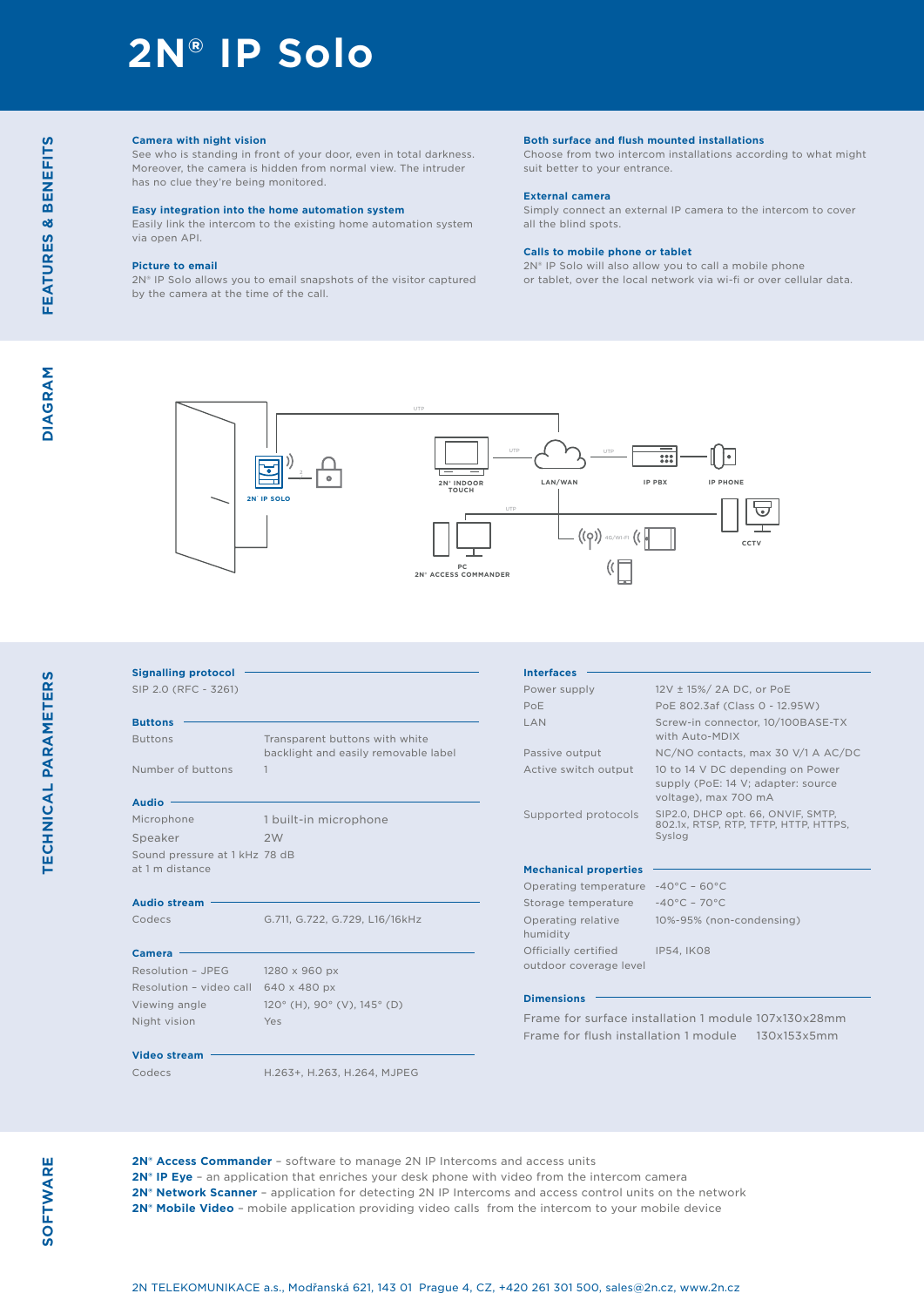# 2N® IP Solo

## FEATURES & BENEFITS

**Camera with night vision**
See who is standing in front of your door, even in total darkness. Moreover, the camera is hidden from normal view. The intruder has no clue they're being monitored.

**Easy integration into the home automation system**
Easily link the intercom to the existing home automation system via open API.

**Picture to email**
2N® IP Solo allows you to email snapshots of the visitor captured by the camera at the time of the call.

**Both surface and flush mounted installations**
Choose from two intercom installations according to what might suit better to your entrance.

**External camera**
Simply connect an external IP camera to the intercom to cover all the blind spots.

**Calls to mobile phone or tablet**
2N® IP Solo will also allow you to call a mobile phone or tablet, over the local network via wi-fi or over cellular data.

## DIAGRAM

UTP
2N® IP SOLO
2
2N® INDOOR TOUCH
UTP
LAN/WAN
UTP
IP PBX
IP PHONE
UTP
PC
2N® ACCESS COMMANDER
4G/Wi-Fi
CCTV

## TECHNICAL PARAMETERS

### Signalling protocol

SIP 2.0 (RFC - 3261)

### Buttons

| | |
|---|---|
| Buttons | Transparent buttons with white backlight and easily removable label |
| Number of buttons | 1 |

### Audio

| | |
|---|---|
| Microphone | 1 built-in microphone |
| Speaker | 2W |
| Sound pressure at 1 kHz at 1 m distance | 78 dB |

### Audio stream

| | |
|---|---|
| Codecs | G.711, G.722, G.729, L16/16kHz |

### Camera

| | |
|---|---|
| Resolution – JPEG | 1280 x 960 px |
| Resolution – video call | 640 x 480 px |
| Viewing angle | 120° (H), 90° (V), 145° (D) |
| Night vision | Yes |

### Video stream

| | |
|---|---|
| Codecs | H.263+, H.263, H.264, MJPEG |

### Interfaces

| | |
|---|---|
| Power supply | 12V ± 15%/ 2A DC, or PoE |
| PoE | PoE 802.3af (Class 0 - 12.95W) |
| LAN | Screw-in connector, 10/100BASE-TX with Auto-MDIX |
| Passive output | NC/NO contacts, max 30 V/1 A AC/DC |
| Active switch output | 10 to 14 V DC depending on Power supply (PoE: 14 V; adapter: source voltage), max 700 mA |
| Supported protocols | SIP2.0, DHCP opt. 66, ONVIF, SMTP, 802.1x, RTSP, RTP, TFTP, HTTP, HTTPS, Syslog |

### Mechanical properties

| | |
|---|---|
| Operating temperature | -40°C – 60°C |
| Storage temperature | -40°C – 70°C |
| Operating relative humidity | 10%-95% (non-condensing) |
| Officially certified outdoor coverage level | IP54, IK08 |

### Dimensions

| | |
|---|---|
| Frame for surface installation 1 module | 107x130x28mm |
| Frame for flush installation 1 module | 130x153x5mm |

## SOFTWARE

**2N® Access Commander** – software to manage 2N IP Intercoms and access units
**2N® IP Eye** – an application that enriches your desk phone with video from the intercom camera
**2N® Network Scanner** – application for detecting 2N IP Intercoms and access control units on the network
**2N® Mobile Video** – mobile application providing video calls from the intercom to your mobile device

2N TELEKOMUNIKACE a.s., Modřanská 621, 143 01 Prague 4, CZ, +420 261 301 500, sales@2n.cz, www.2n.cz